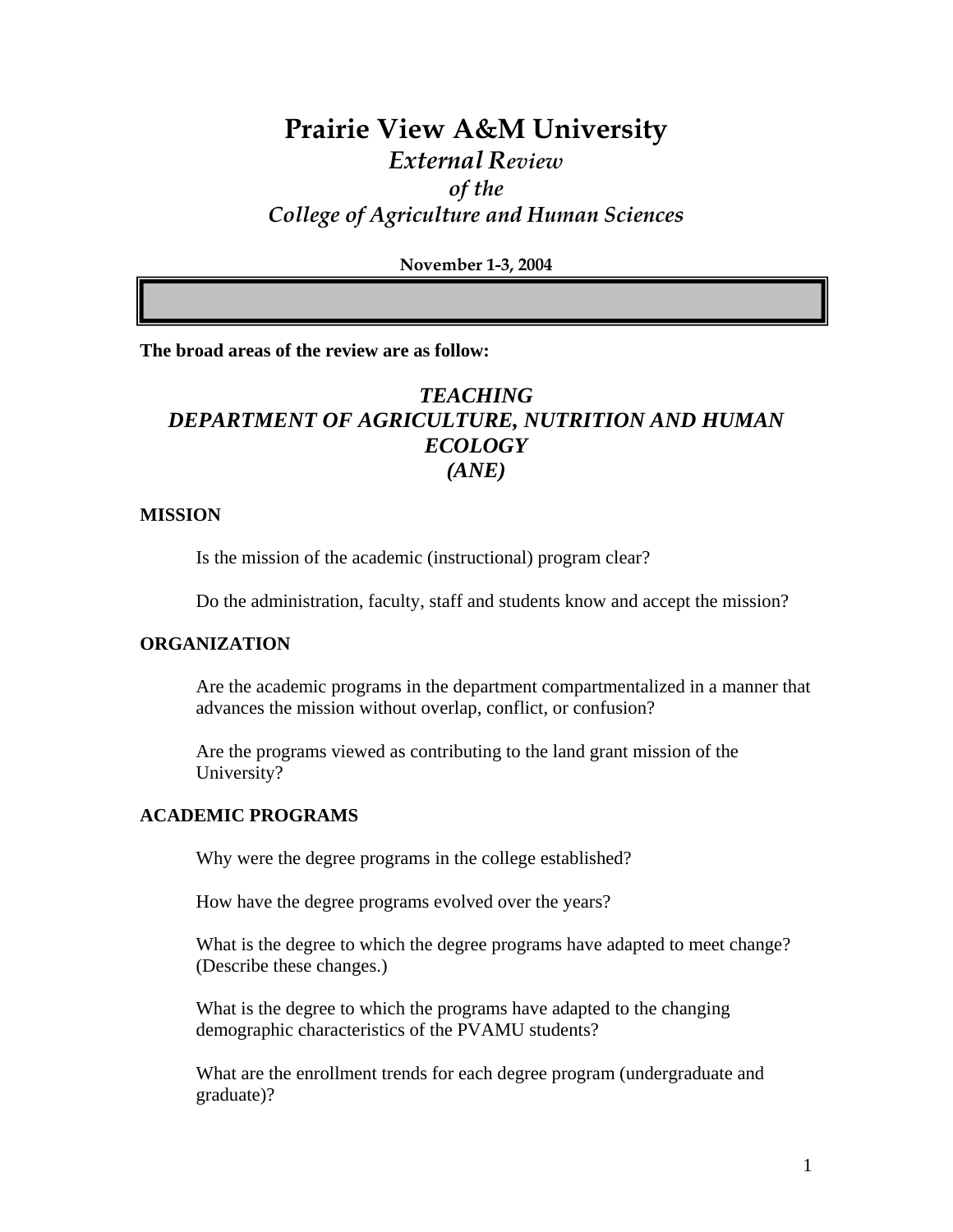# Prairie View A&M University

## *External Review of the College of Agriculture and Human Sciences*

**November 1-3, 2004**

**The broad areas of the review are as follow:**

## *TEACHING DEPARTMENT OF AGRICULTURE, NUTRITION AND HUMAN ECOLOGY (ANE)*

### MISSION

Is the mission of the academic (instructional) program clear?

Do the administration, faculty, staff and students know and accept the mission?

### ORGANIZATION

Are the academic programs in the department compartmentalized in a manner that advances the mission without overlap, conflict, or confusion?

Are the programs viewed as contributing to the land grant mission of the University?

### ACADEMIC PROGRAMS

Why were the degree programs in the college established?

How have the degree programs evolved over the years?

What is the degree to which the degree programs have adapted to meet change? (Describe these changes.)

What is the degree to which the programs have adapted to the changing demographic characteristics of the PVAMU students?

What are the enrollment trends for each degree program (undergraduate and graduate)?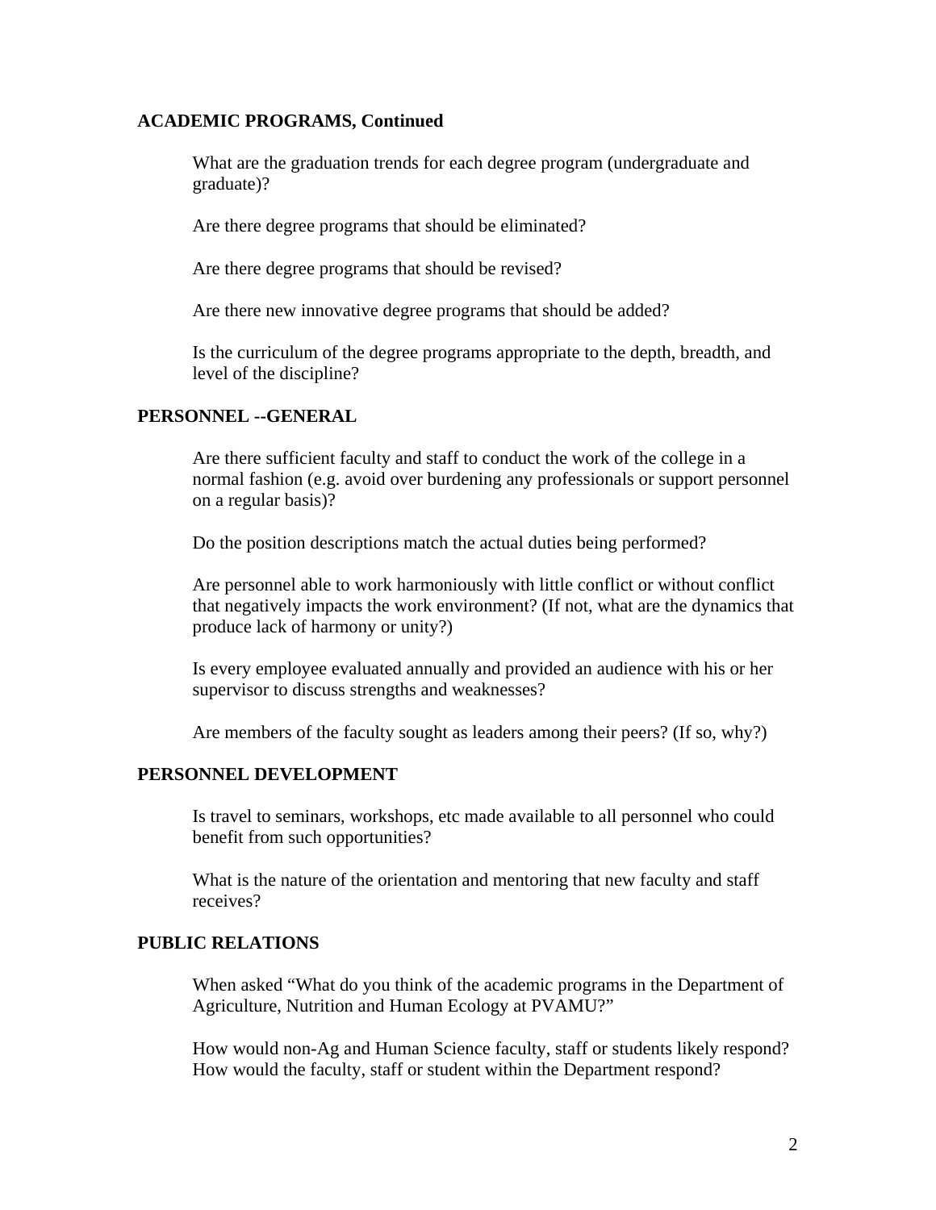**ACADEMIC PROGRAMS, Continued**

What are the graduation trends for each degree program (undergraduate and graduate)?

Are there degree programs that should be eliminated?

Are there degree programs that should be revised?

Are there new innovative degree programs that should be added?

Is the curriculum of the degree programs appropriate to the depth, breadth, and level of the discipline?

**PERSONNEL --GENERAL**

Are there sufficient faculty and staff to conduct the work of the college in a normal fashion (e.g. avoid over burdening any professionals or support personnel on a regular basis)?

Do the position descriptions match the actual duties being performed?

Are personnel able to work harmoniously with little conflict or without conflict that negatively impacts the work environment? (If not, what are the dynamics that produce lack of harmony or unity?)

Is every employee evaluated annually and provided an audience with his or her supervisor to discuss strengths and weaknesses?

Are members of the faculty sought as leaders among their peers? (If so, why?)

**PERSONNEL DEVELOPMENT**

Is travel to seminars, workshops, etc made available to all personnel who could benefit from such opportunities?

What is the nature of the orientation and mentoring that new faculty and staff receives?

**PUBLIC RELATIONS**

When asked "What do you think of the academic programs in the Department of Agriculture, Nutrition and Human Ecology at PVAMU?"

How would non-Ag and Human Science faculty, staff or students likely respond? How would the faculty, staff or student within the Department respond?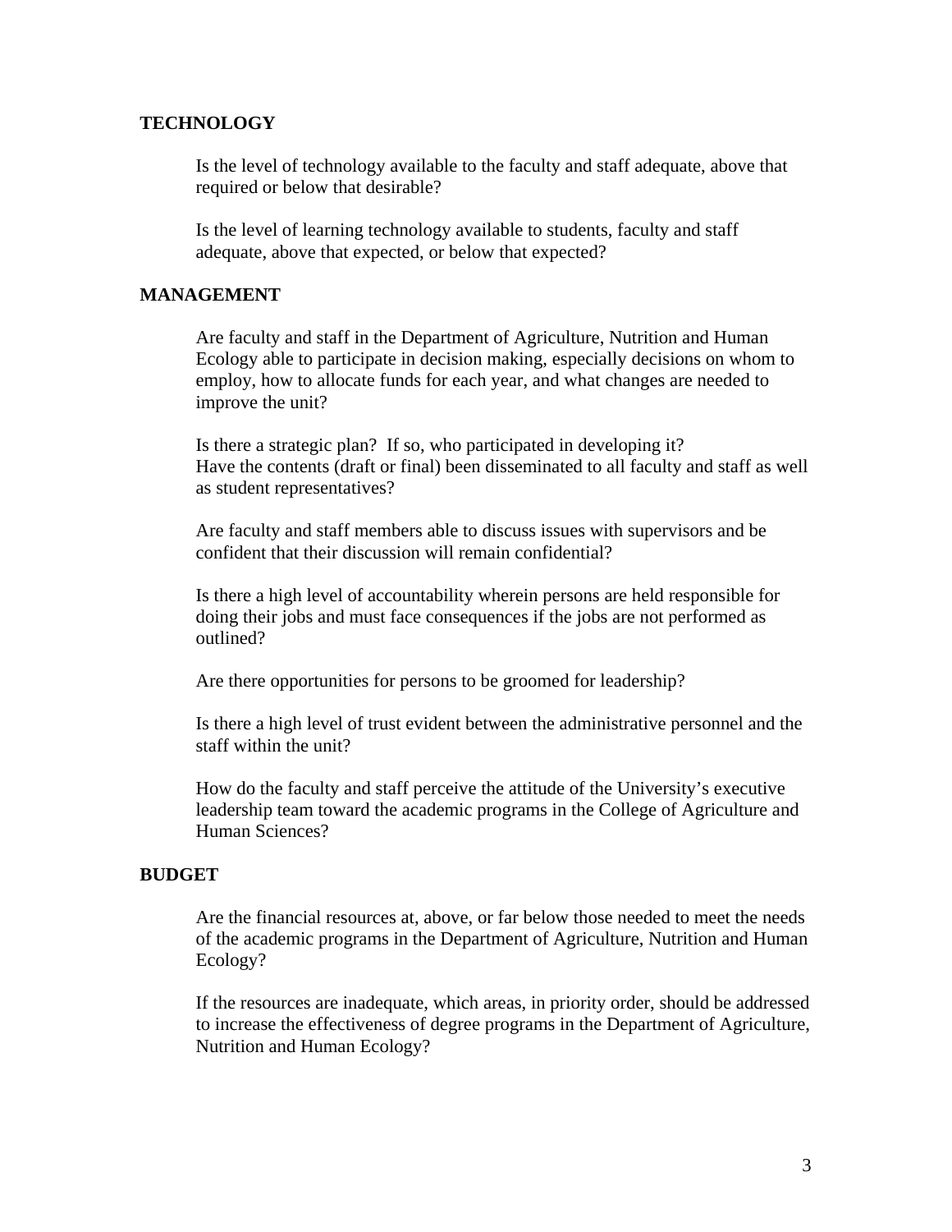## TECHNOLOGY

Is the level of technology available to the faculty and staff adequate, above that required or below that desirable?

Is the level of learning technology available to students, faculty and staff adequate, above that expected, or below that expected?

## MANAGEMENT

Are faculty and staff in the Department of Agriculture, Nutrition and Human Ecology able to participate in decision making, especially decisions on whom to employ, how to allocate funds for each year, and what changes are needed to improve the unit?

Is there a strategic plan? If so, who participated in developing it?
Have the contents (draft or final) been disseminated to all faculty and staff as well as student representatives?

Are faculty and staff members able to discuss issues with supervisors and be confident that their discussion will remain confidential?

Is there a high level of accountability wherein persons are held responsible for doing their jobs and must face consequences if the jobs are not performed as outlined?

Are there opportunities for persons to be groomed for leadership?

Is there a high level of trust evident between the administrative personnel and the staff within the unit?

How do the faculty and staff perceive the attitude of the University's executive leadership team toward the academic programs in the College of Agriculture and Human Sciences?

## BUDGET

Are the financial resources at, above, or far below those needed to meet the needs of the academic programs in the Department of Agriculture, Nutrition and Human Ecology?

If the resources are inadequate, which areas, in priority order, should be addressed to increase the effectiveness of degree programs in the Department of Agriculture, Nutrition and Human Ecology?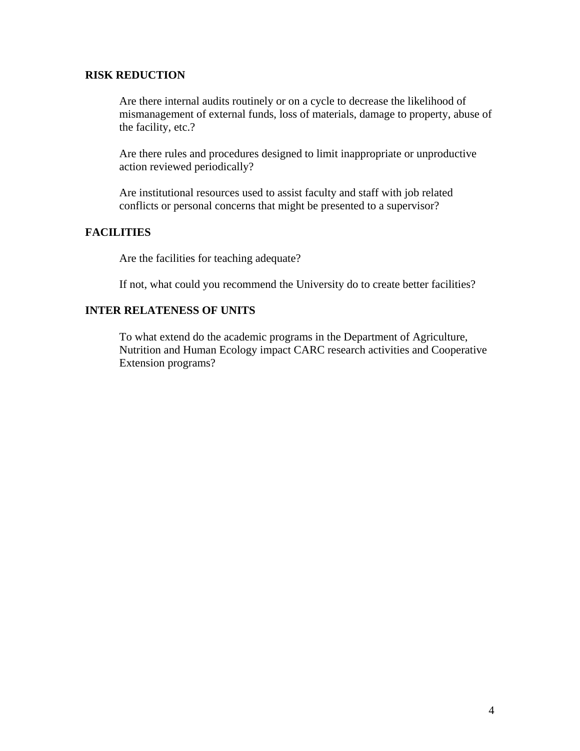**RISK REDUCTION**

Are there internal audits routinely or on a cycle to decrease the likelihood of mismanagement of external funds, loss of materials, damage to property, abuse of the facility, etc.?

Are there rules and procedures designed to limit inappropriate or unproductive action reviewed periodically?

Are institutional resources used to assist faculty and staff with job related conflicts or personal concerns that might be presented to a supervisor?

**FACILITIES**

Are the facilities for teaching adequate?

If not, what could you recommend the University do to create better facilities?

**INTER RELATENESS OF UNITS**

To what extend do the academic programs in the Department of Agriculture, Nutrition and Human Ecology impact CARC research activities and Cooperative Extension programs?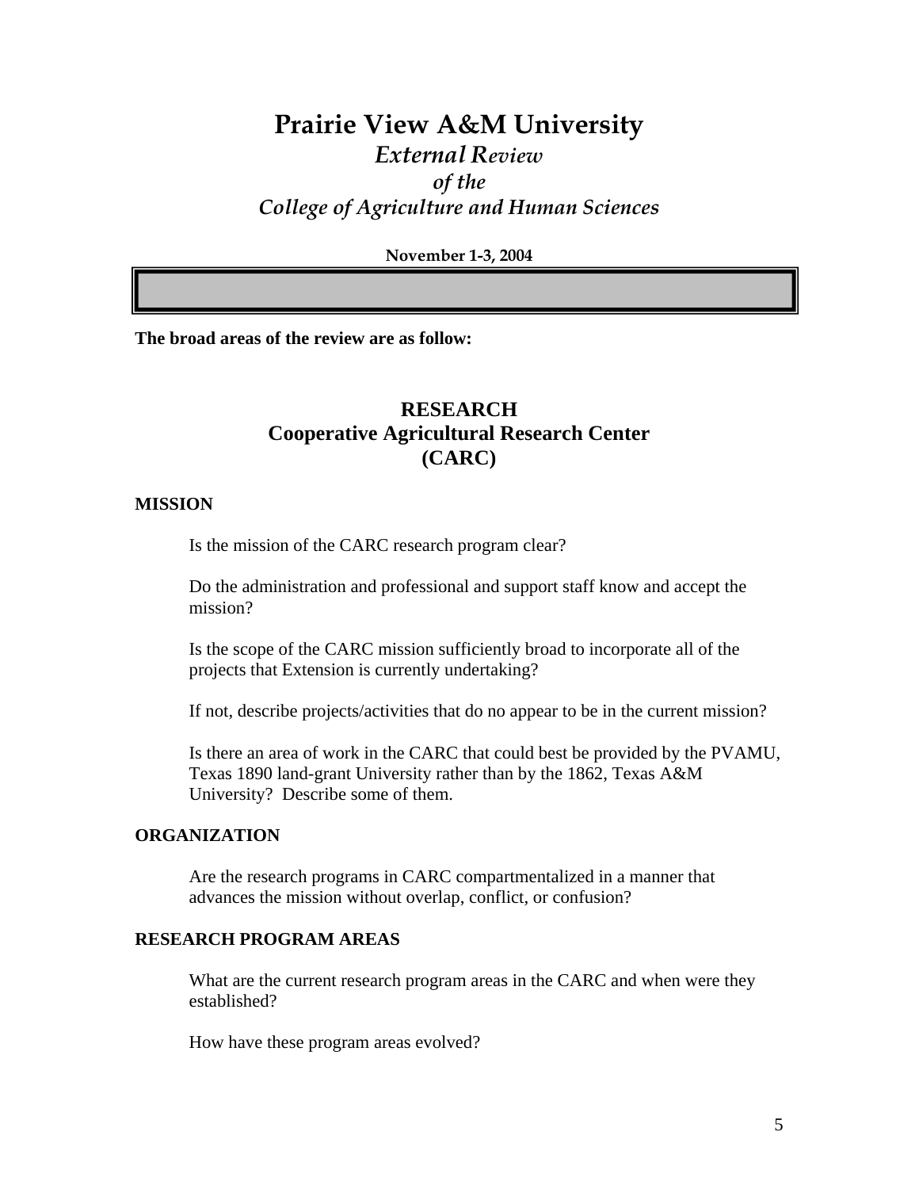# Prairie View A&M University

## *External Review*
## *of the*
## *College of Agriculture and Human Sciences*

**November 1-3, 2004**

**The broad areas of the review are as follow:**

## RESEARCH
## Cooperative Agricultural Research Center
## (CARC)

### MISSION

Is the mission of the CARC research program clear?

Do the administration and professional and support staff know and accept the mission?

Is the scope of the CARC mission sufficiently broad to incorporate all of the projects that Extension is currently undertaking?

If not, describe projects/activities that do no appear to be in the current mission?

Is there an area of work in the CARC that could best be provided by the PVAMU, Texas 1890 land-grant University rather than by the 1862, Texas A&M University? Describe some of them.

### ORGANIZATION

Are the research programs in CARC compartmentalized in a manner that advances the mission without overlap, conflict, or confusion?

### RESEARCH PROGRAM AREAS

What are the current research program areas in the CARC and when were they established?

How have these program areas evolved?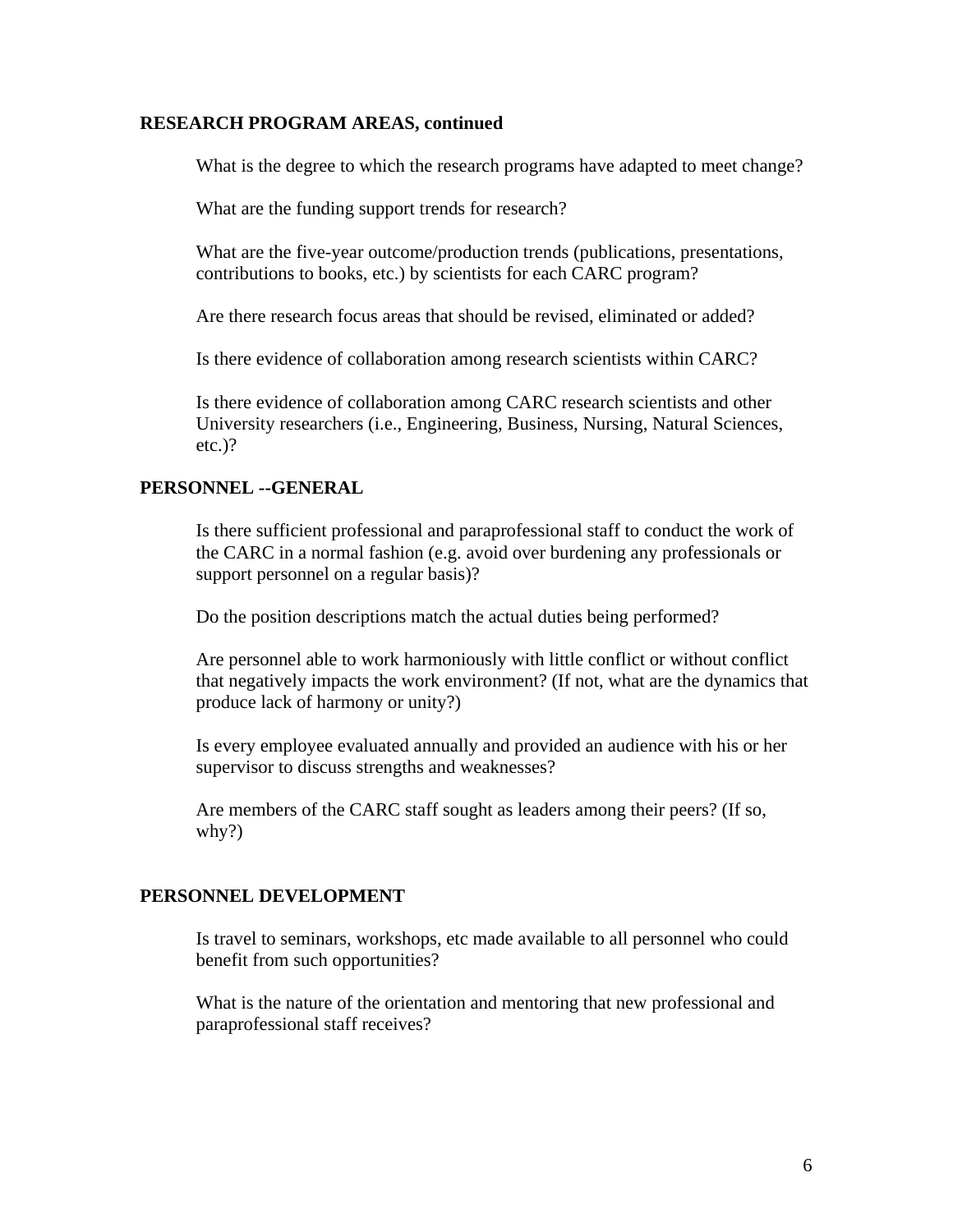**RESEARCH PROGRAM AREAS, continued**

What is the degree to which the research programs have adapted to meet change?

What are the funding support trends for research?

What are the five-year outcome/production trends (publications, presentations, contributions to books, etc.) by scientists for each CARC program?

Are there research focus areas that should be revised, eliminated or added?

Is there evidence of collaboration among research scientists within CARC?

Is there evidence of collaboration among CARC research scientists and other University researchers (i.e., Engineering, Business, Nursing, Natural Sciences, etc.)?

**PERSONNEL --GENERAL**

Is there sufficient professional and paraprofessional staff to conduct the work of the CARC in a normal fashion (e.g. avoid over burdening any professionals or support personnel on a regular basis)?

Do the position descriptions match the actual duties being performed?

Are personnel able to work harmoniously with little conflict or without conflict that negatively impacts the work environment? (If not, what are the dynamics that produce lack of harmony or unity?)

Is every employee evaluated annually and provided an audience with his or her supervisor to discuss strengths and weaknesses?

Are members of the CARC staff sought as leaders among their peers? (If so, why?)

**PERSONNEL DEVELOPMENT**

Is travel to seminars, workshops, etc made available to all personnel who could benefit from such opportunities?

What is the nature of the orientation and mentoring that new professional and paraprofessional staff receives?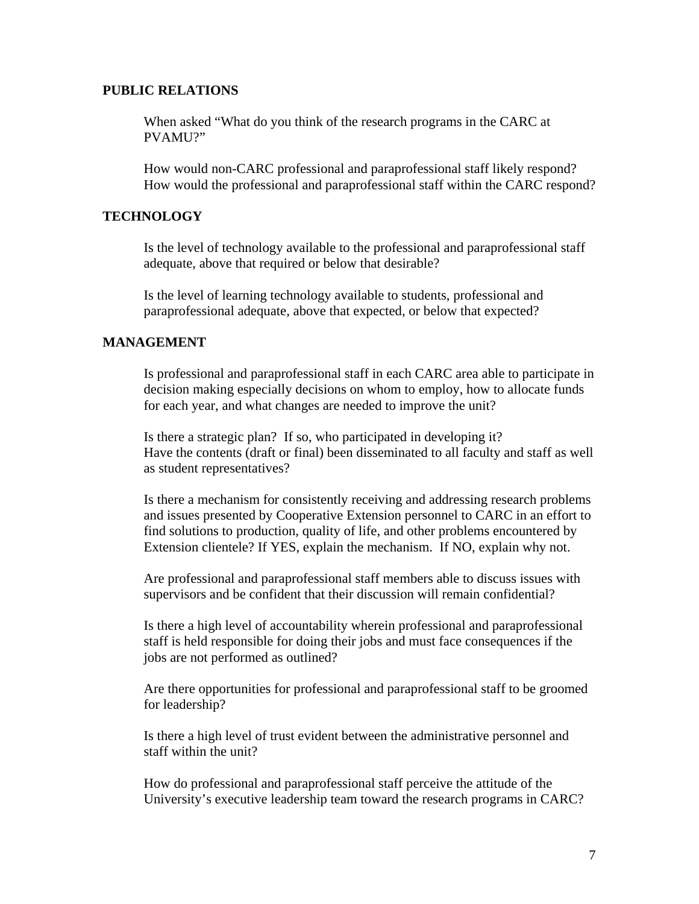## PUBLIC RELATIONS

When asked "What do you think of the research programs in the CARC at PVAMU?"

How would non-CARC professional and paraprofessional staff likely respond? How would the professional and paraprofessional staff within the CARC respond?

## TECHNOLOGY

Is the level of technology available to the professional and paraprofessional staff adequate, above that required or below that desirable?

Is the level of learning technology available to students, professional and paraprofessional adequate, above that expected, or below that expected?

## MANAGEMENT

Is professional and paraprofessional staff in each CARC area able to participate in decision making especially decisions on whom to employ, how to allocate funds for each year, and what changes are needed to improve the unit?

Is there a strategic plan? If so, who participated in developing it?
Have the contents (draft or final) been disseminated to all faculty and staff as well as student representatives?

Is there a mechanism for consistently receiving and addressing research problems and issues presented by Cooperative Extension personnel to CARC in an effort to find solutions to production, quality of life, and other problems encountered by Extension clientele? If YES, explain the mechanism. If NO, explain why not.

Are professional and paraprofessional staff members able to discuss issues with supervisors and be confident that their discussion will remain confidential?

Is there a high level of accountability wherein professional and paraprofessional staff is held responsible for doing their jobs and must face consequences if the jobs are not performed as outlined?

Are there opportunities for professional and paraprofessional staff to be groomed for leadership?

Is there a high level of trust evident between the administrative personnel and staff within the unit?

How do professional and paraprofessional staff perceive the attitude of the University's executive leadership team toward the research programs in CARC?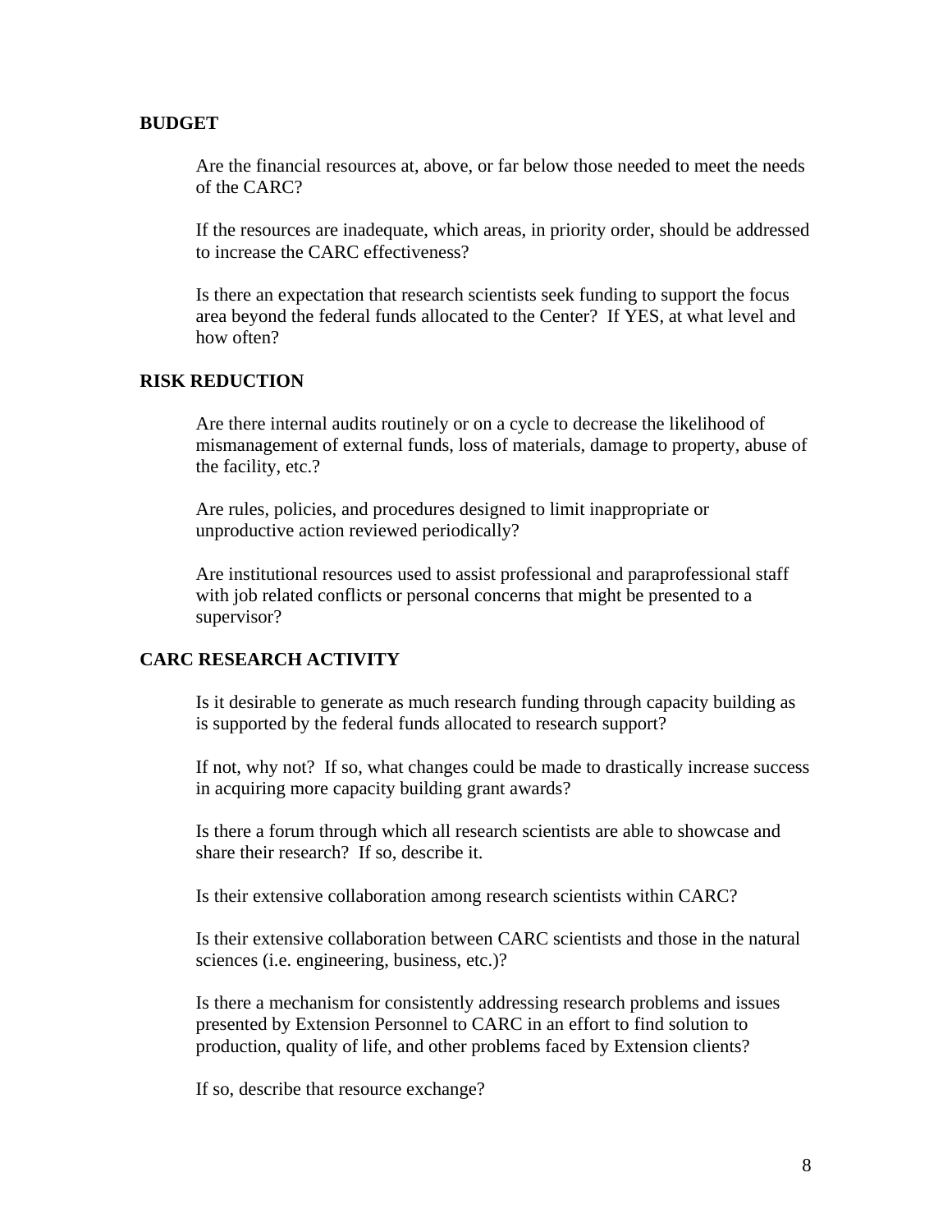**BUDGET**

Are the financial resources at, above, or far below those needed to meet the needs of the CARC?

If the resources are inadequate, which areas, in priority order, should be addressed to increase the CARC effectiveness?

Is there an expectation that research scientists seek funding to support the focus area beyond the federal funds allocated to the Center? If YES, at what level and how often?

**RISK REDUCTION**

Are there internal audits routinely or on a cycle to decrease the likelihood of mismanagement of external funds, loss of materials, damage to property, abuse of the facility, etc.?

Are rules, policies, and procedures designed to limit inappropriate or unproductive action reviewed periodically?

Are institutional resources used to assist professional and paraprofessional staff with job related conflicts or personal concerns that might be presented to a supervisor?

**CARC RESEARCH ACTIVITY**

Is it desirable to generate as much research funding through capacity building as is supported by the federal funds allocated to research support?

If not, why not? If so, what changes could be made to drastically increase success in acquiring more capacity building grant awards?

Is there a forum through which all research scientists are able to showcase and share their research? If so, describe it.

Is their extensive collaboration among research scientists within CARC?

Is their extensive collaboration between CARC scientists and those in the natural sciences (i.e. engineering, business, etc.)?

Is there a mechanism for consistently addressing research problems and issues presented by Extension Personnel to CARC in an effort to find solution to production, quality of life, and other problems faced by Extension clients?

If so, describe that resource exchange?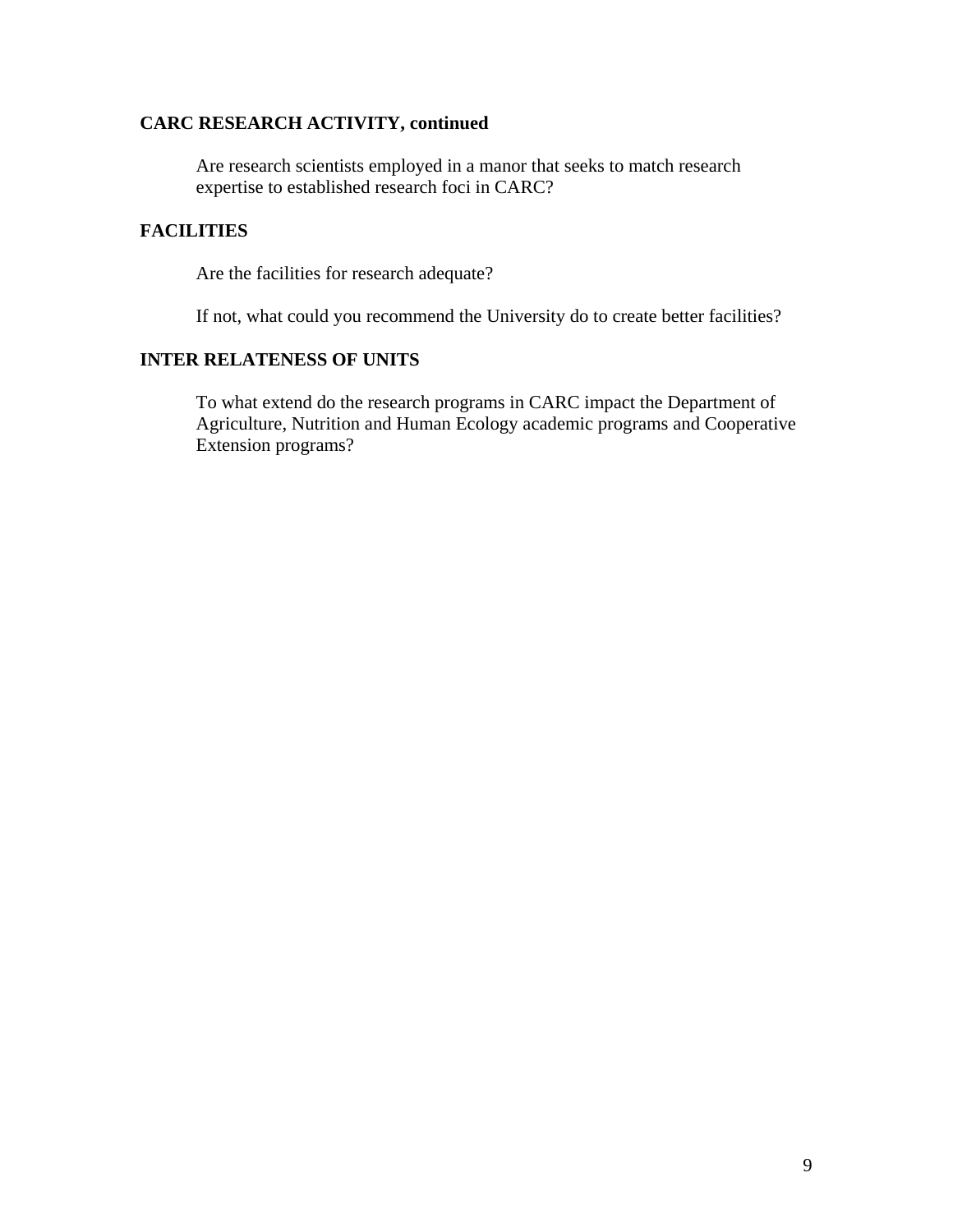**CARC RESEARCH ACTIVITY, continued**

Are research scientists employed in a manor that seeks to match research expertise to established research foci in CARC?

**FACILITIES**

Are the facilities for research adequate?

If not, what could you recommend the University do to create better facilities?

**INTER RELATENESS OF UNITS**

To what extend do the research programs in CARC impact the Department of Agriculture, Nutrition and Human Ecology academic programs and Cooperative Extension programs?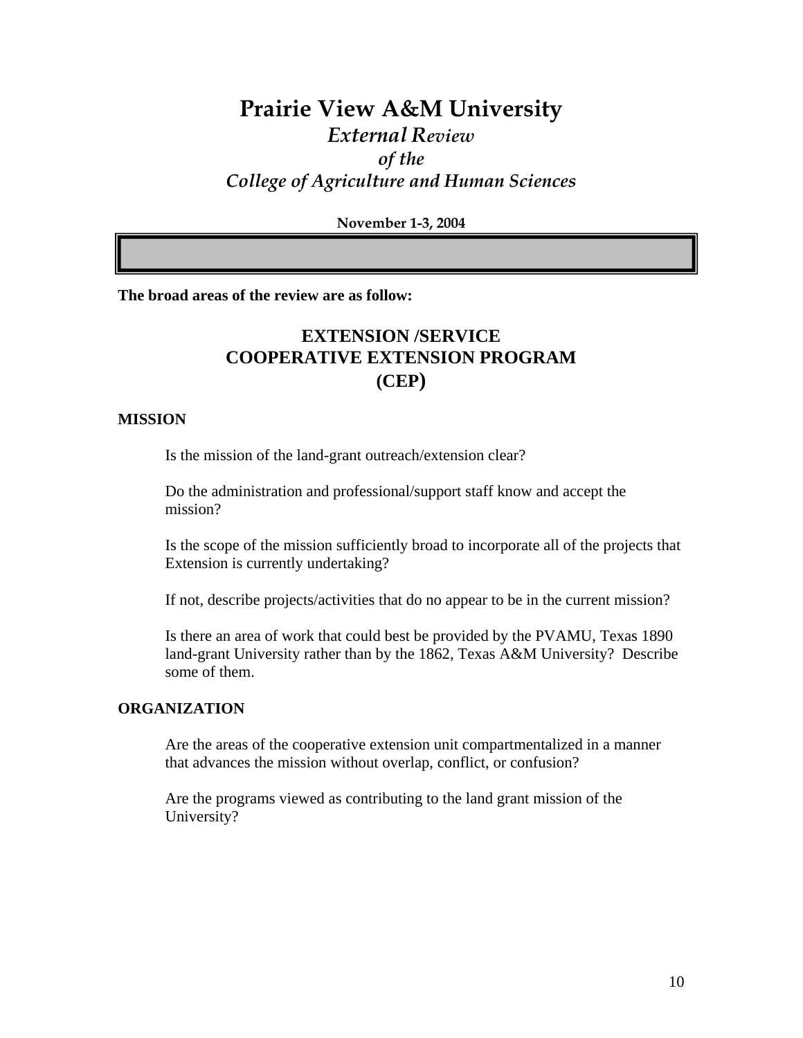# Prairie View A&M University

## *External Review*

## *of the*

## *College of Agriculture and Human Sciences*

**November 1-3, 2004**

**The broad areas of the review are as follow:**

## EXTENSION /SERVICE
## COOPERATIVE EXTENSION PROGRAM
## (CEP)

### MISSION

Is the mission of the land-grant outreach/extension clear?

Do the administration and professional/support staff know and accept the mission?

Is the scope of the mission sufficiently broad to incorporate all of the projects that Extension is currently undertaking?

If not, describe projects/activities that do no appear to be in the current mission?

Is there an area of work that could best be provided by the PVAMU, Texas 1890 land-grant University rather than by the 1862, Texas A&M University? Describe some of them.

### ORGANIZATION

Are the areas of the cooperative extension unit compartmentalized in a manner that advances the mission without overlap, conflict, or confusion?

Are the programs viewed as contributing to the land grant mission of the University?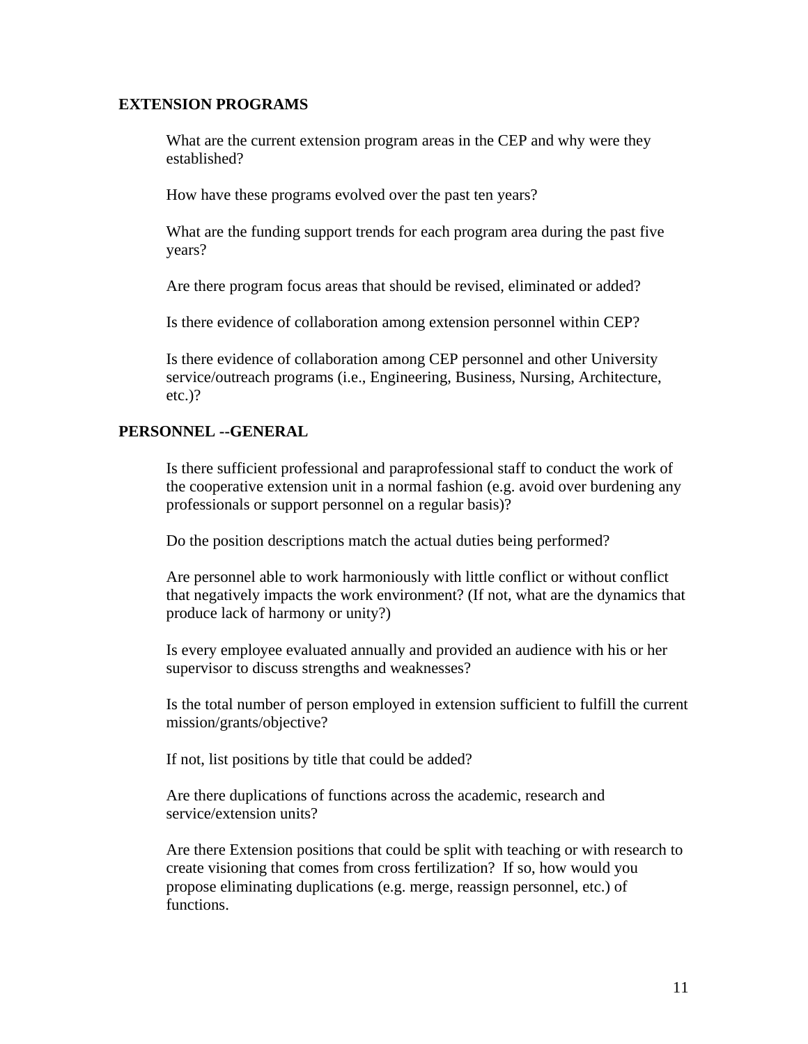## EXTENSION PROGRAMS

What are the current extension program areas in the CEP and why were they established?

How have these programs evolved over the past ten years?

What are the funding support trends for each program area during the past five years?

Are there program focus areas that should be revised, eliminated or added?

Is there evidence of collaboration among extension personnel within CEP?

Is there evidence of collaboration among CEP personnel and other University service/outreach programs (i.e., Engineering, Business, Nursing, Architecture, etc.)?

## PERSONNEL --GENERAL

Is there sufficient professional and paraprofessional staff to conduct the work of the cooperative extension unit in a normal fashion (e.g. avoid over burdening any professionals or support personnel on a regular basis)?

Do the position descriptions match the actual duties being performed?

Are personnel able to work harmoniously with little conflict or without conflict that negatively impacts the work environment? (If not, what are the dynamics that produce lack of harmony or unity?)

Is every employee evaluated annually and provided an audience with his or her supervisor to discuss strengths and weaknesses?

Is the total number of person employed in extension sufficient to fulfill the current mission/grants/objective?

If not, list positions by title that could be added?

Are there duplications of functions across the academic, research and service/extension units?

Are there Extension positions that could be split with teaching or with research to create visioning that comes from cross fertilization? If so, how would you propose eliminating duplications (e.g. merge, reassign personnel, etc.) of functions.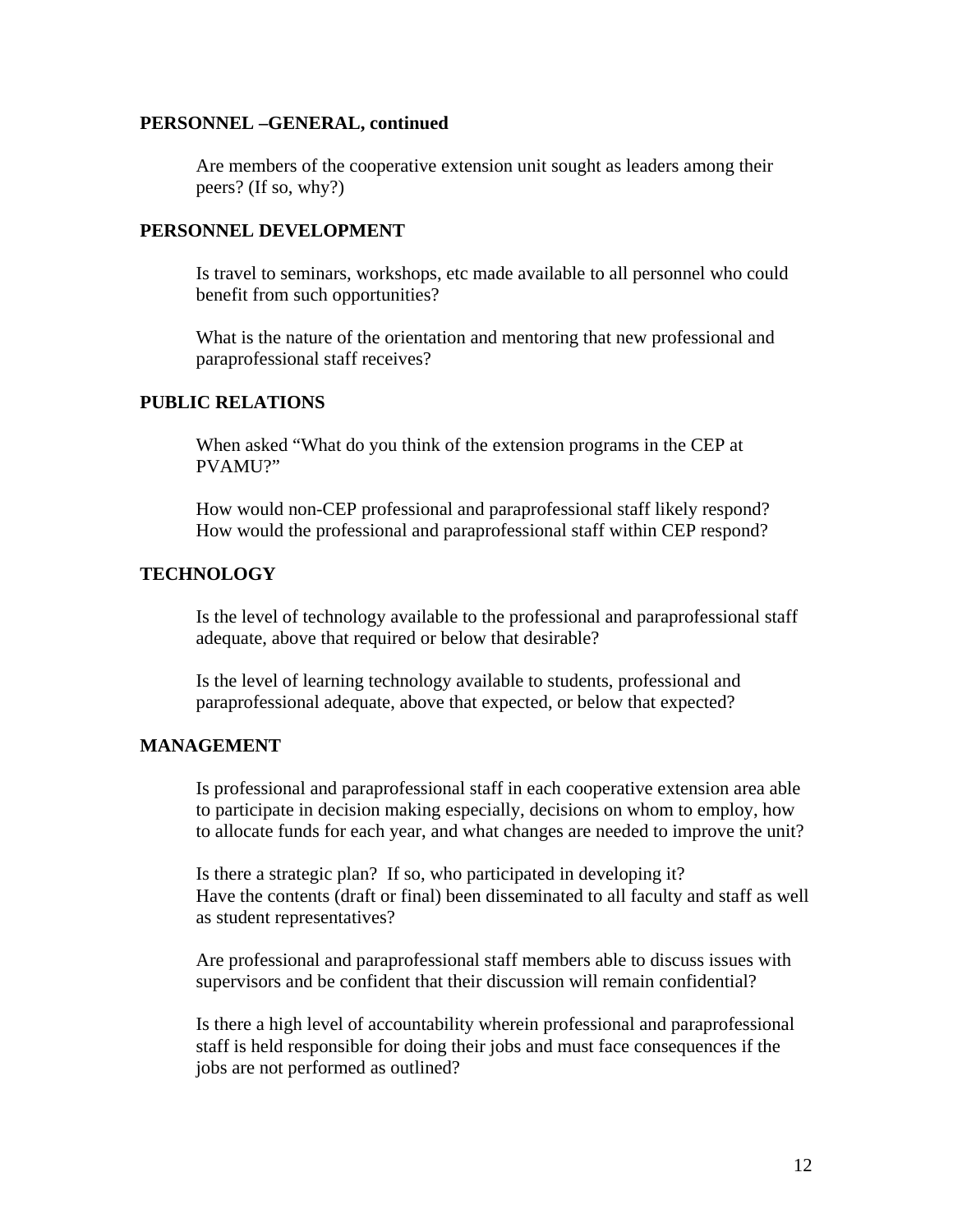**PERSONNEL –GENERAL, continued**

Are members of the cooperative extension unit sought as leaders among their peers? (If so, why?)

**PERSONNEL DEVELOPMENT**

Is travel to seminars, workshops, etc made available to all personnel who could benefit from such opportunities?

What is the nature of the orientation and mentoring that new professional and paraprofessional staff receives?

**PUBLIC RELATIONS**

When asked "What do you think of the extension programs in the CEP at PVAMU?"

How would non-CEP professional and paraprofessional staff likely respond?
How would the professional and paraprofessional staff within CEP respond?

**TECHNOLOGY**

Is the level of technology available to the professional and paraprofessional staff adequate, above that required or below that desirable?

Is the level of learning technology available to students, professional and paraprofessional adequate, above that expected, or below that expected?

**MANAGEMENT**

Is professional and paraprofessional staff in each cooperative extension area able to participate in decision making especially, decisions on whom to employ, how to allocate funds for each year, and what changes are needed to improve the unit?

Is there a strategic plan? If so, who participated in developing it?
Have the contents (draft or final) been disseminated to all faculty and staff as well as student representatives?

Are professional and paraprofessional staff members able to discuss issues with supervisors and be confident that their discussion will remain confidential?

Is there a high level of accountability wherein professional and paraprofessional staff is held responsible for doing their jobs and must face consequences if the jobs are not performed as outlined?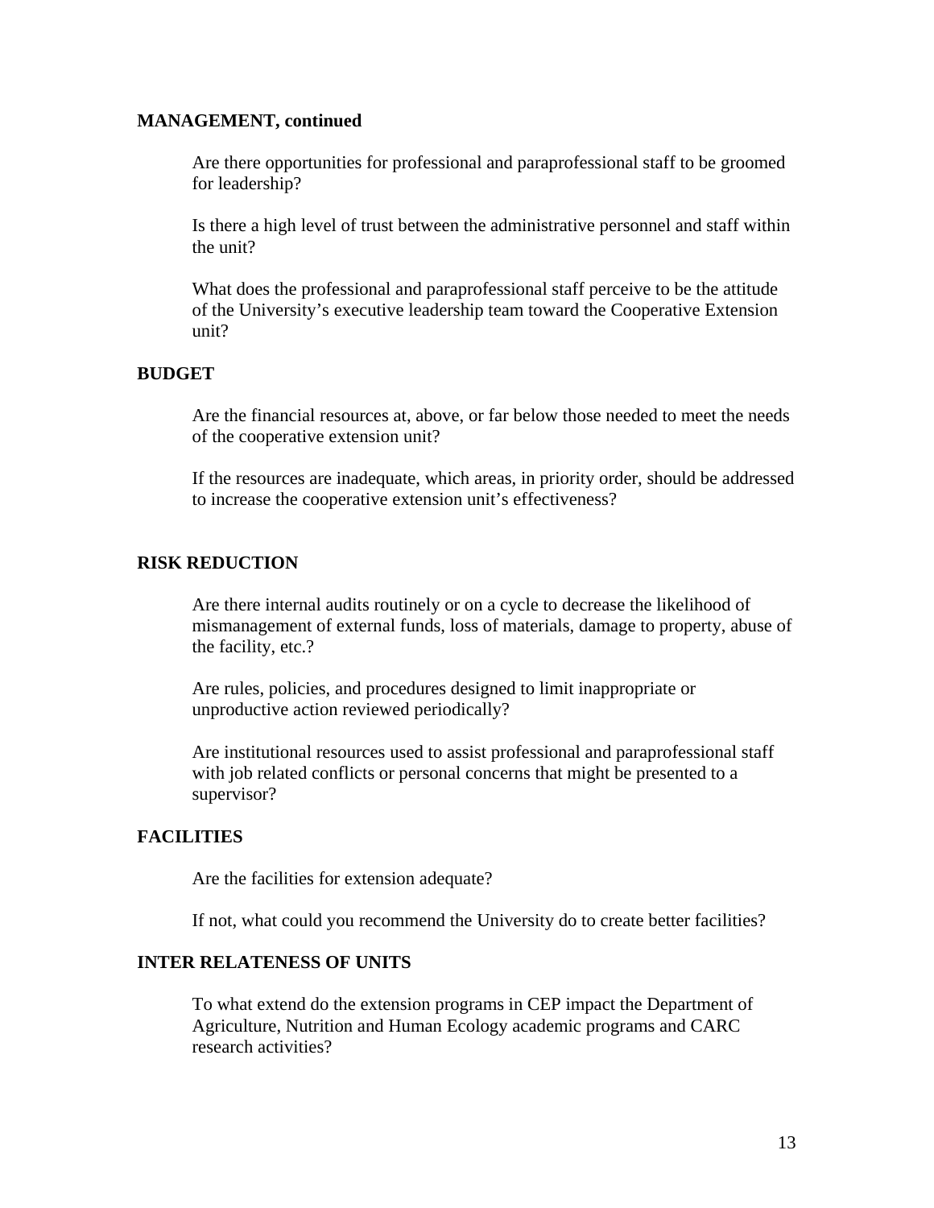**MANAGEMENT, continued**

Are there opportunities for professional and paraprofessional staff to be groomed for leadership?

Is there a high level of trust between the administrative personnel and staff within the unit?

What does the professional and paraprofessional staff perceive to be the attitude of the University's executive leadership team toward the Cooperative Extension unit?

**BUDGET**

Are the financial resources at, above, or far below those needed to meet the needs of the cooperative extension unit?

If the resources are inadequate, which areas, in priority order, should be addressed to increase the cooperative extension unit's effectiveness?

**RISK REDUCTION**

Are there internal audits routinely or on a cycle to decrease the likelihood of mismanagement of external funds, loss of materials, damage to property, abuse of the facility, etc.?

Are rules, policies, and procedures designed to limit inappropriate or unproductive action reviewed periodically?

Are institutional resources used to assist professional and paraprofessional staff with job related conflicts or personal concerns that might be presented to a supervisor?

**FACILITIES**

Are the facilities for extension adequate?

If not, what could you recommend the University do to create better facilities?

**INTER RELATENESS OF UNITS**

To what extend do the extension programs in CEP impact the Department of Agriculture, Nutrition and Human Ecology academic programs and CARC research activities?